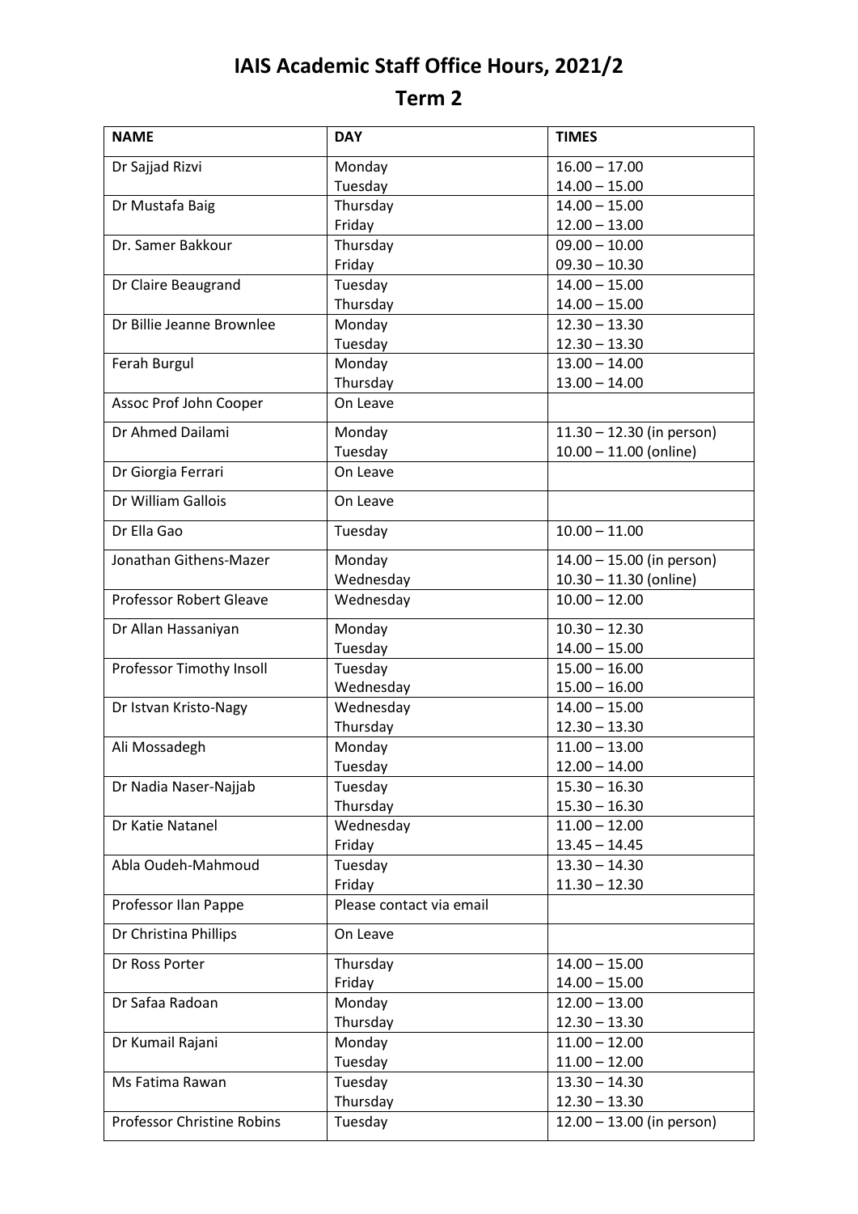# IAIS Academic Staff Office Hours, 2021/2

## Term 2

| NAME | DAY | TIMES |
|---|---|---|
| Dr Sajjad Rizvi | Monday<br>Tuesday | 16.00 – 17.00<br>14.00 – 15.00 |
| Dr Mustafa Baig | Thursday<br>Friday | 14.00 – 15.00<br>12.00 – 13.00 |
| Dr. Samer Bakkour | Thursday<br>Friday | 09.00 – 10.00<br>09.30 – 10.30 |
| Dr Claire Beaugrand | Tuesday<br>Thursday | 14.00 – 15.00<br>14.00 – 15.00 |
| Dr Billie Jeanne Brownlee | Monday<br>Tuesday | 12.30 – 13.30<br>12.30 – 13.30 |
| Ferah Burgul | Monday<br>Thursday | 13.00 – 14.00<br>13.00 – 14.00 |
| Assoc Prof John Cooper | On Leave | |
| Dr Ahmed Dailami | Monday<br>Tuesday | 11.30 – 12.30 (in person)<br>10.00 – 11.00 (online) |
| Dr Giorgia Ferrari | On Leave | |
| Dr William Gallois | On Leave | |
| Dr Ella Gao | Tuesday | 10.00 – 11.00 |
| Jonathan Githens-Mazer | Monday<br>Wednesday | 14.00 – 15.00 (in person)<br>10.30 – 11.30 (online) |
| Professor Robert Gleave | Wednesday | 10.00 – 12.00 |
| Dr Allan Hassaniyan | Monday<br>Tuesday | 10.30 – 12.30<br>14.00 – 15.00 |
| Professor Timothy Insoll | Tuesday<br>Wednesday | 15.00 – 16.00<br>15.00 – 16.00 |
| Dr Istvan Kristo-Nagy | Wednesday<br>Thursday | 14.00 – 15.00<br>12.30 – 13.30 |
| Ali Mossadegh | Monday<br>Tuesday | 11.00 – 13.00<br>12.00 – 14.00 |
| Dr Nadia Naser-Najjab | Tuesday<br>Thursday | 15.30 – 16.30<br>15.30 – 16.30 |
| Dr Katie Natanel | Wednesday<br>Friday | 11.00 – 12.00<br>13.45 – 14.45 |
| Abla Oudeh-Mahmoud | Tuesday<br>Friday | 13.30 – 14.30<br>11.30 – 12.30 |
| Professor Ilan Pappe | Please contact via email | |
| Dr Christina Phillips | On Leave | |
| Dr Ross Porter | Thursday<br>Friday | 14.00 – 15.00<br>14.00 – 15.00 |
| Dr Safaa Radoan | Monday<br>Thursday | 12.00 – 13.00<br>12.30 – 13.30 |
| Dr Kumail Rajani | Monday<br>Tuesday | 11.00 – 12.00<br>11.00 – 12.00 |
| Ms Fatima Rawan | Tuesday<br>Thursday | 13.30 – 14.30<br>12.30 – 13.30 |
| Professor Christine Robins | Tuesday | 12.00 – 13.00 (in person) |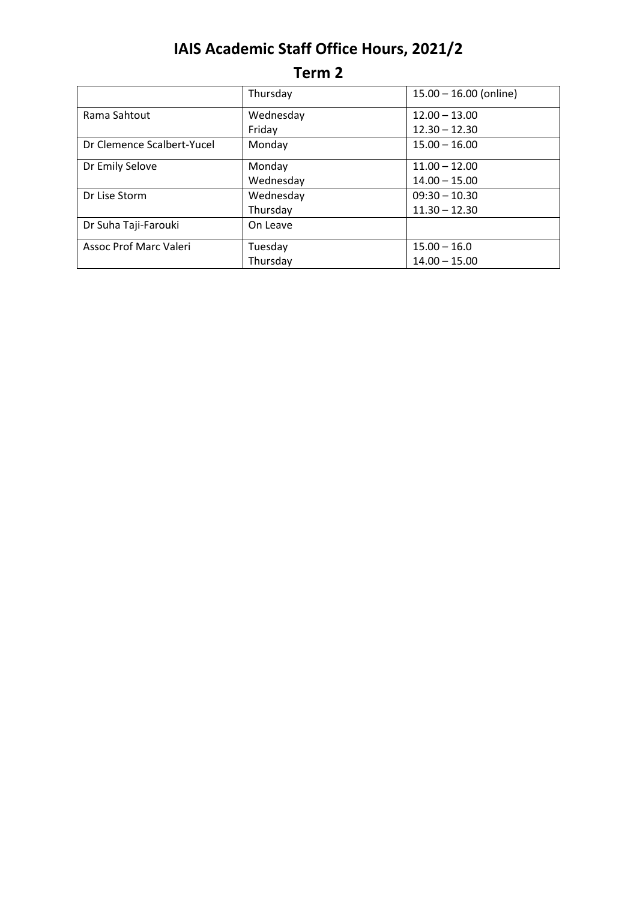# IAIS Academic Staff Office Hours, 2021/2

## Term 2

| | | |
|---|---|---|
| | Thursday | 15.00 – 16.00 (online) |
| Rama Sahtout | Wednesday<br>Friday | 12.00 – 13.00<br>12.30 – 12.30 |
| Dr Clemence Scalbert-Yucel | Monday | 15.00 – 16.00 |
| Dr Emily Selove | Monday<br>Wednesday | 11.00 – 12.00<br>14.00 – 15.00 |
| Dr Lise Storm | Wednesday<br>Thursday | 09:30 – 10.30<br>11.30 – 12.30 |
| Dr Suha Taji-Farouki | On Leave | |
| Assoc Prof Marc Valeri | Tuesday<br>Thursday | 15.00 – 16.0<br>14.00 – 15.00 |